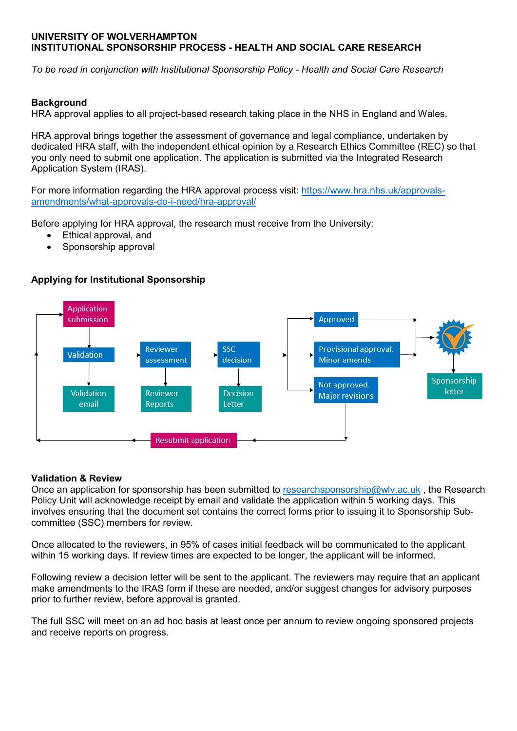**UNIVERSITY OF WOLVERHAMPTON**
**INSTITUTIONAL SPONSORSHIP PROCESS - HEALTH AND SOCIAL CARE RESEARCH**

*To be read in conjunction with Institutional Sponsorship Policy - Health and Social Care Research*

**Background**

HRA approval applies to all project-based research taking place in the NHS in England and Wales.

HRA approval brings together the assessment of governance and legal compliance, undertaken by dedicated HRA staff, with the independent ethical opinion by a Research Ethics Committee (REC) so that you only need to submit one application. The application is submitted via the Integrated Research Application System (IRAS).

For more information regarding the HRA approval process visit: https://www.hra.nhs.uk/approvals-amendments/what-approvals-do-i-need/hra-approval/

Before applying for HRA approval, the research must receive from the University:

- Ethical approval, and
- Sponsorship approval

**Applying for Institutional Sponsorship**

Application submission
Validation
Validation email
Reviewer assessment
Reviewer Reports
SSC decision
Decision Letter
Approved
Provisional approval. Minor amends
Not approved. Major revisions
Sponsorship letter
Resubmit application

**Validation & Review**

Once an application for sponsorship has been submitted to researchsponsorship@wlv.ac.uk , the Research Policy Unit will acknowledge receipt by email and validate the application within 5 working days. This involves ensuring that the document set contains the correct forms prior to issuing it to Sponsorship Sub-committee (SSC) members for review.

Once allocated to the reviewers, in 95% of cases initial feedback will be communicated to the applicant within 15 working days. If review times are expected to be longer, the applicant will be informed.

Following review a decision letter will be sent to the applicant. The reviewers may require that an applicant make amendments to the IRAS form if these are needed, and/or suggest changes for advisory purposes prior to further review, before approval is granted.

The full SSC will meet on an ad hoc basis at least once per annum to review ongoing sponsored projects and receive reports on progress.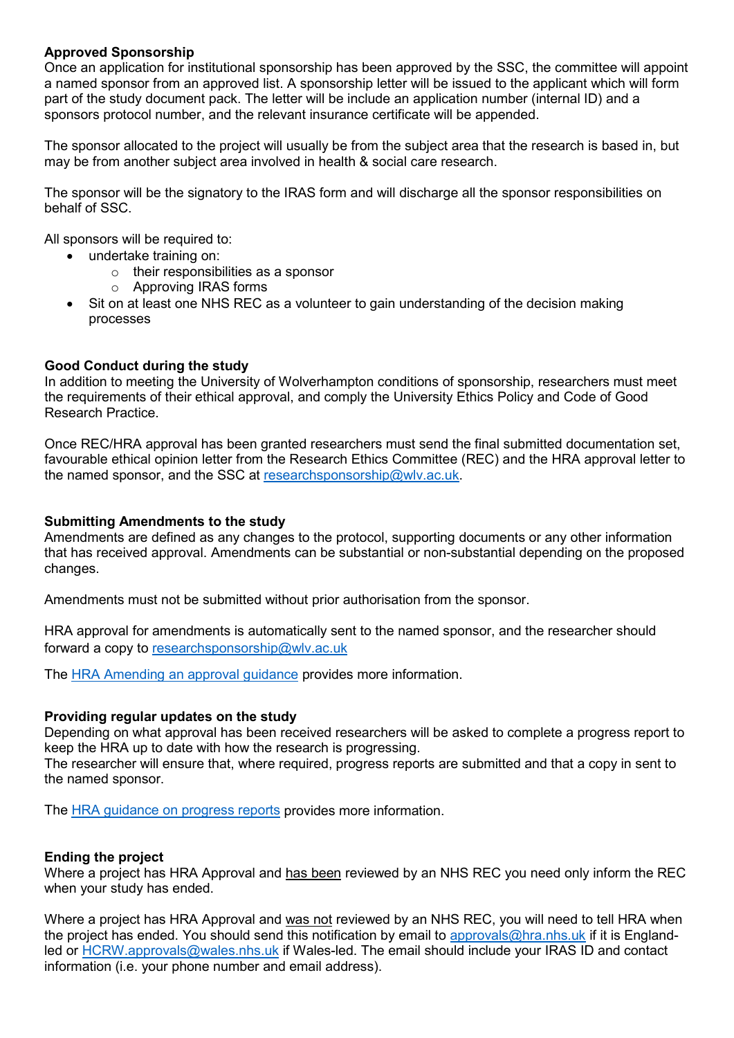**Approved Sponsorship**

Once an application for institutional sponsorship has been approved by the SSC, the committee will appoint a named sponsor from an approved list. A sponsorship letter will be issued to the applicant which will form part of the study document pack. The letter will be include an application number (internal ID) and a sponsors protocol number, and the relevant insurance certificate will be appended.

The sponsor allocated to the project will usually be from the subject area that the research is based in, but may be from another subject area involved in health & social care research.

The sponsor will be the signatory to the IRAS form and will discharge all the sponsor responsibilities on behalf of SSC.

All sponsors will be required to:

- undertake training on:
  - their responsibilities as a sponsor
  - Approving IRAS forms
- Sit on at least one NHS REC as a volunteer to gain understanding of the decision making processes

**Good Conduct during the study**

In addition to meeting the University of Wolverhampton conditions of sponsorship, researchers must meet the requirements of their ethical approval, and comply the University Ethics Policy and Code of Good Research Practice.

Once REC/HRA approval has been granted researchers must send the final submitted documentation set, favourable ethical opinion letter from the Research Ethics Committee (REC) and the HRA approval letter to the named sponsor, and the SSC at researchsponsorship@wlv.ac.uk.

**Submitting Amendments to the study**

Amendments are defined as any changes to the protocol, supporting documents or any other information that has received approval. Amendments can be substantial or non-substantial depending on the proposed changes.

Amendments must not be submitted without prior authorisation from the sponsor.

HRA approval for amendments is automatically sent to the named sponsor, and the researcher should forward a copy to researchsponsorship@wlv.ac.uk

The HRA Amending an approval guidance provides more information.

**Providing regular updates on the study**

Depending on what approval has been received researchers will be asked to complete a progress report to keep the HRA up to date with how the research is progressing.
The researcher will ensure that, where required, progress reports are submitted and that a copy in sent to the named sponsor.

The HRA guidance on progress reports provides more information.

**Ending the project**

Where a project has HRA Approval and has been reviewed by an NHS REC you need only inform the REC when your study has ended.

Where a project has HRA Approval and was not reviewed by an NHS REC, you will need to tell HRA when the project has ended. You should send this notification by email to approvals@hra.nhs.uk if it is England-led or HCRW.approvals@wales.nhs.uk if Wales-led. The email should include your IRAS ID and contact information (i.e. your phone number and email address).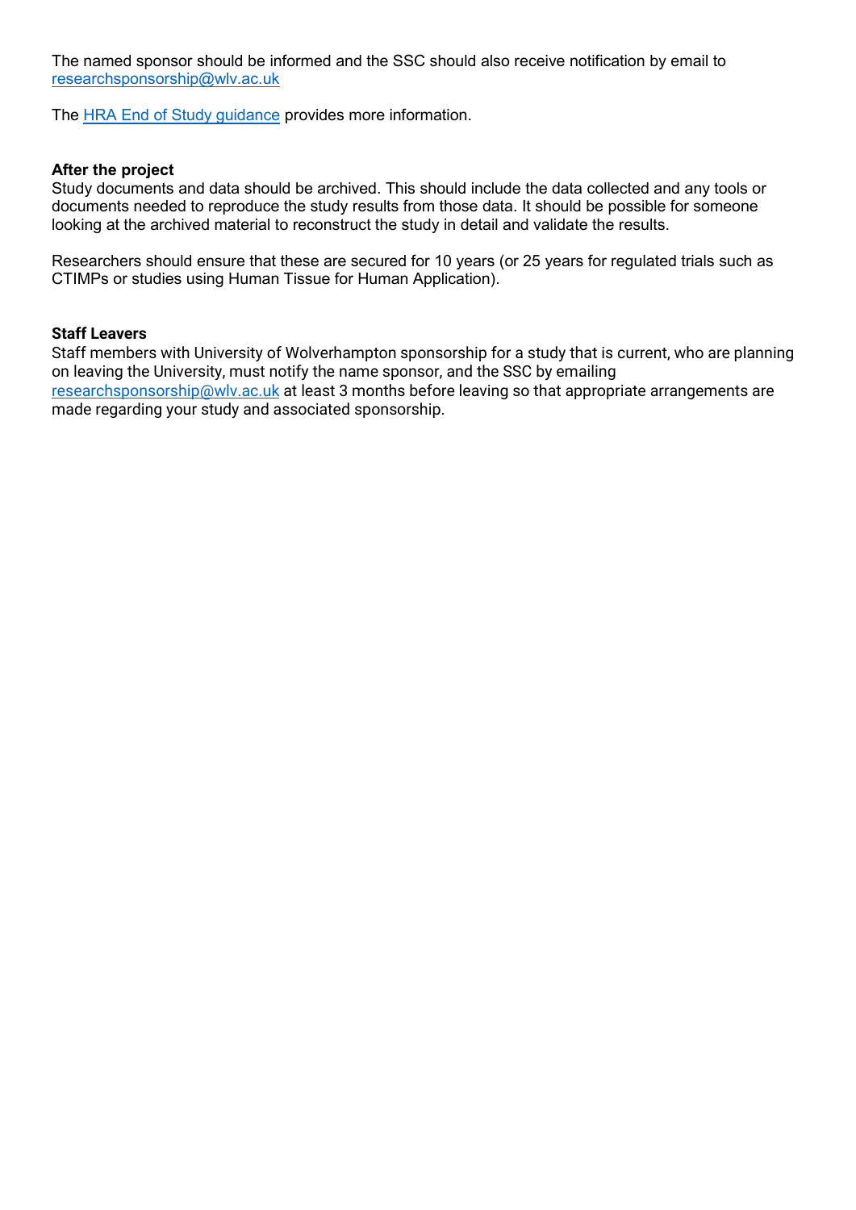The named sponsor should be informed and the SSC should also receive notification by email to researchsponsorship@wlv.ac.uk

The HRA End of Study guidance provides more information.

**After the project**

Study documents and data should be archived. This should include the data collected and any tools or documents needed to reproduce the study results from those data. It should be possible for someone looking at the archived material to reconstruct the study in detail and validate the results.

Researchers should ensure that these are secured for 10 years (or 25 years for regulated trials such as CTIMPs or studies using Human Tissue for Human Application).

**Staff Leavers**

Staff members with University of Wolverhampton sponsorship for a study that is current, who are planning on leaving the University, must notify the name sponsor, and the SSC by emailing researchsponsorship@wlv.ac.uk at least 3 months before leaving so that appropriate arrangements are made regarding your study and associated sponsorship.